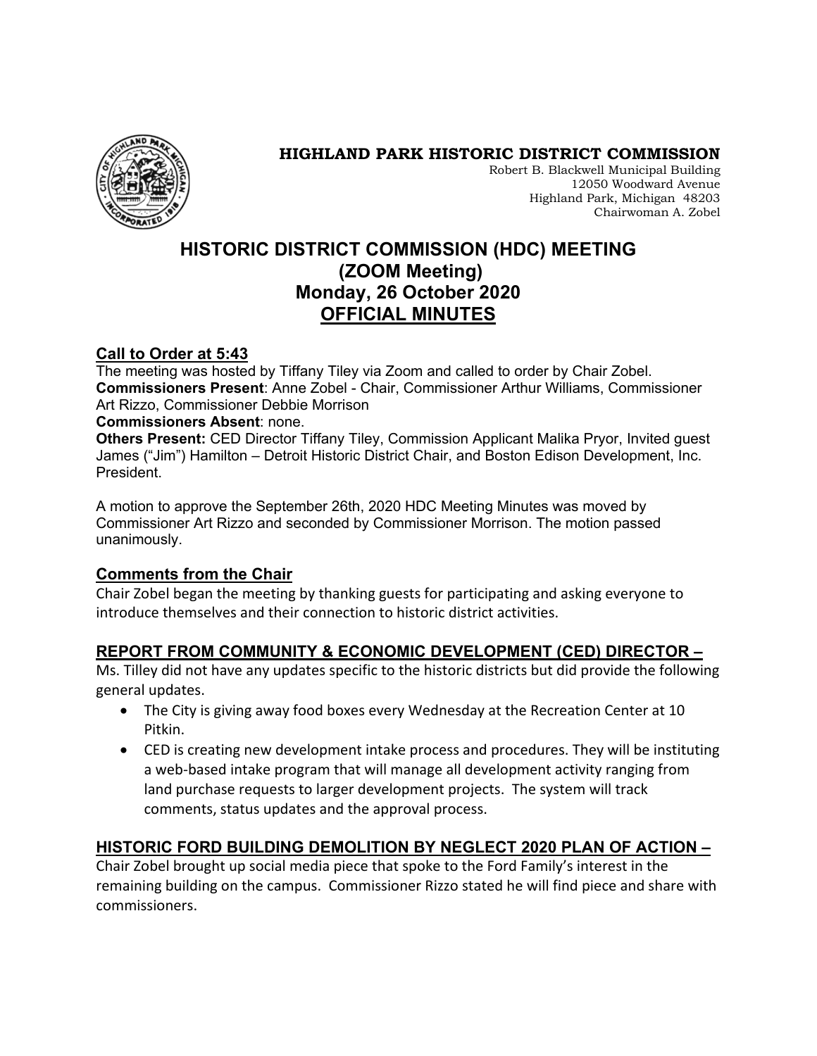**HIGHLAND PARK HISTORIC DISTRICT COMMISSION**
Robert B. Blackwell Municipal Building
12050 Woodward Avenue
Highland Park, Michigan 48203
Chairwoman A. Zobel

# HISTORIC DISTRICT COMMISSION (HDC) MEETING
# (ZOOM Meeting)
# Monday, 26 October 2020
# OFFICIAL MINUTES

## Call to Order at 5:43

The meeting was hosted by Tiffany Tiley via Zoom and called to order by Chair Zobel.
**Commissioners Present**: Anne Zobel - Chair, Commissioner Arthur Williams, Commissioner Art Rizzo, Commissioner Debbie Morrison
**Commissioners Absent**: none.
**Others Present:** CED Director Tiffany Tiley, Commission Applicant Malika Pryor, Invited guest James ("Jim") Hamilton – Detroit Historic District Chair, and Boston Edison Development, Inc. President.

A motion to approve the September 26th, 2020 HDC Meeting Minutes was moved by Commissioner Art Rizzo and seconded by Commissioner Morrison. The motion passed unanimously.

## Comments from the Chair

Chair Zobel began the meeting by thanking guests for participating and asking everyone to introduce themselves and their connection to historic district activities.

## REPORT FROM COMMUNITY & ECONOMIC DEVELOPMENT (CED) DIRECTOR –

Ms. Tilley did not have any updates specific to the historic districts but did provide the following general updates.

- The City is giving away food boxes every Wednesday at the Recreation Center at 10 Pitkin.
- CED is creating new development intake process and procedures. They will be instituting a web-based intake program that will manage all development activity ranging from land purchase requests to larger development projects. The system will track comments, status updates and the approval process.

## HISTORIC FORD BUILDING DEMOLITION BY NEGLECT 2020 PLAN OF ACTION –

Chair Zobel brought up social media piece that spoke to the Ford Family's interest in the remaining building on the campus. Commissioner Rizzo stated he will find piece and share with commissioners.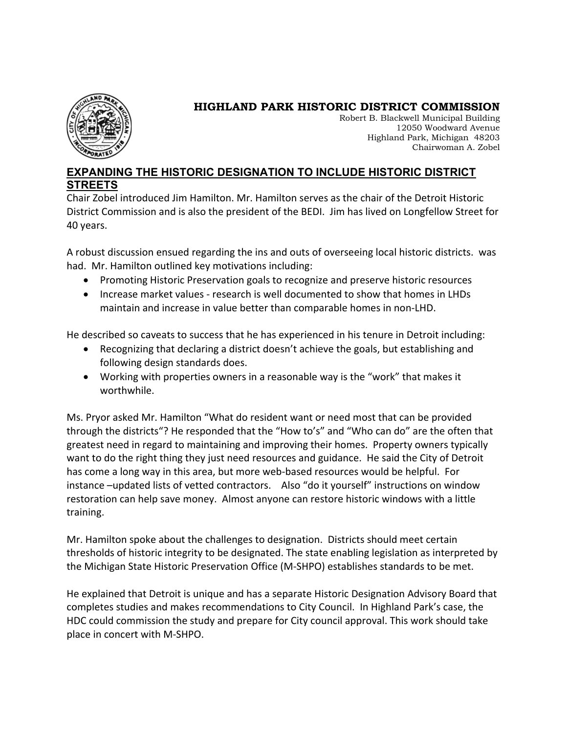# HIGHLAND PARK HISTORIC DISTRICT COMMISSION

Robert B. Blackwell Municipal Building
12050 Woodward Avenue
Highland Park, Michigan 48203
Chairwoman A. Zobel

## EXPANDING THE HISTORIC DESIGNATION TO INCLUDE HISTORIC DISTRICT STREETS

Chair Zobel introduced Jim Hamilton. Mr. Hamilton serves as the chair of the Detroit Historic District Commission and is also the president of the BEDI. Jim has lived on Longfellow Street for 40 years.

A robust discussion ensued regarding the ins and outs of overseeing local historic districts. was had. Mr. Hamilton outlined key motivations including:

- Promoting Historic Preservation goals to recognize and preserve historic resources
- Increase market values - research is well documented to show that homes in LHDs maintain and increase in value better than comparable homes in non-LHD.

He described so caveats to success that he has experienced in his tenure in Detroit including:

- Recognizing that declaring a district doesn't achieve the goals, but establishing and following design standards does.
- Working with properties owners in a reasonable way is the "work" that makes it worthwhile.

Ms. Pryor asked Mr. Hamilton "What do resident want or need most that can be provided through the districts"? He responded that the "How to's" and "Who can do" are the often that greatest need in regard to maintaining and improving their homes. Property owners typically want to do the right thing they just need resources and guidance. He said the City of Detroit has come a long way in this area, but more web-based resources would be helpful. For instance –updated lists of vetted contractors. Also "do it yourself" instructions on window restoration can help save money. Almost anyone can restore historic windows with a little training.

Mr. Hamilton spoke about the challenges to designation. Districts should meet certain thresholds of historic integrity to be designated. The state enabling legislation as interpreted by the Michigan State Historic Preservation Office (M-SHPO) establishes standards to be met.

He explained that Detroit is unique and has a separate Historic Designation Advisory Board that completes studies and makes recommendations to City Council. In Highland Park's case, the HDC could commission the study and prepare for City council approval. This work should take place in concert with M-SHPO.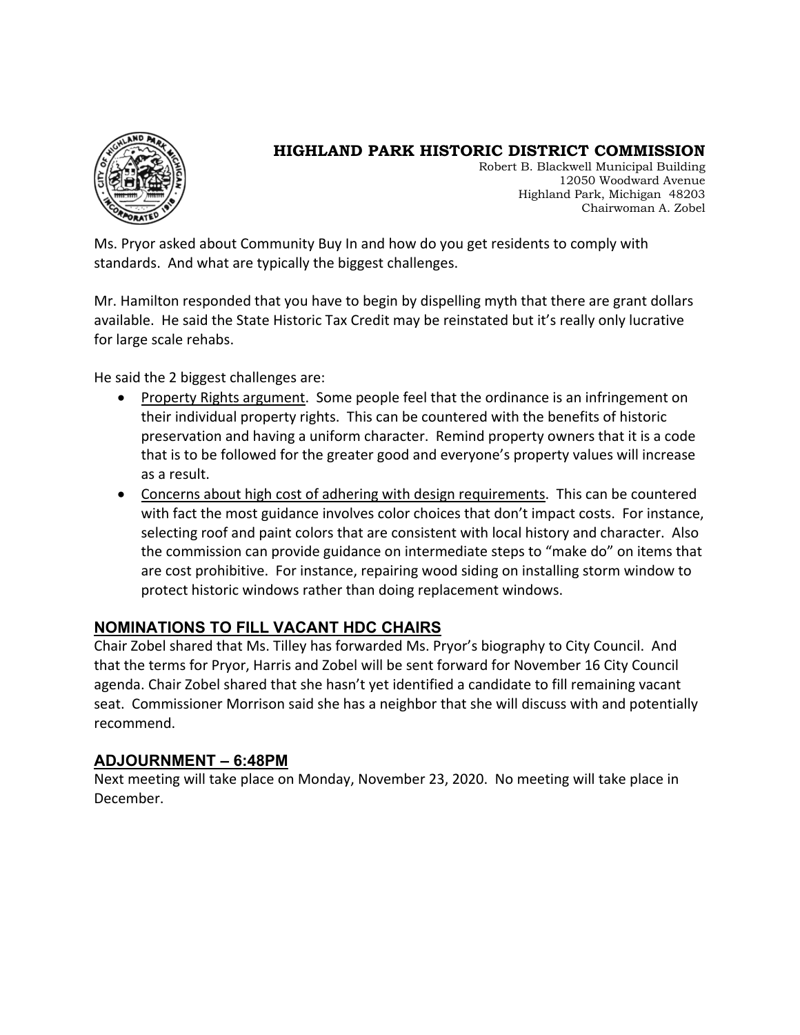Ms. Pryor asked about Community Buy In and how do you get residents to comply with standards. And what are typically the biggest challenges.

Mr. Hamilton responded that you have to begin by dispelling myth that there are grant dollars available. He said the State Historic Tax Credit may be reinstated but it's really only lucrative for large scale rehabs.

He said the 2 biggest challenges are:

- Property Rights argument. Some people feel that the ordinance is an infringement on their individual property rights. This can be countered with the benefits of historic preservation and having a uniform character. Remind property owners that it is a code that is to be followed for the greater good and everyone's property values will increase as a result.
- Concerns about high cost of adhering with design requirements. This can be countered with fact the most guidance involves color choices that don't impact costs. For instance, selecting roof and paint colors that are consistent with local history and character. Also the commission can provide guidance on intermediate steps to "make do" on items that are cost prohibitive. For instance, repairing wood siding on installing storm window to protect historic windows rather than doing replacement windows.

## NOMINATIONS TO FILL VACANT HDC CHAIRS

Chair Zobel shared that Ms. Tilley has forwarded Ms. Pryor's biography to City Council. And that the terms for Pryor, Harris and Zobel will be sent forward for November 16 City Council agenda. Chair Zobel shared that she hasn't yet identified a candidate to fill remaining vacant seat. Commissioner Morrison said she has a neighbor that she will discuss with and potentially recommend.

## ADJOURNMENT – 6:48PM

Next meeting will take place on Monday, November 23, 2020. No meeting will take place in December.